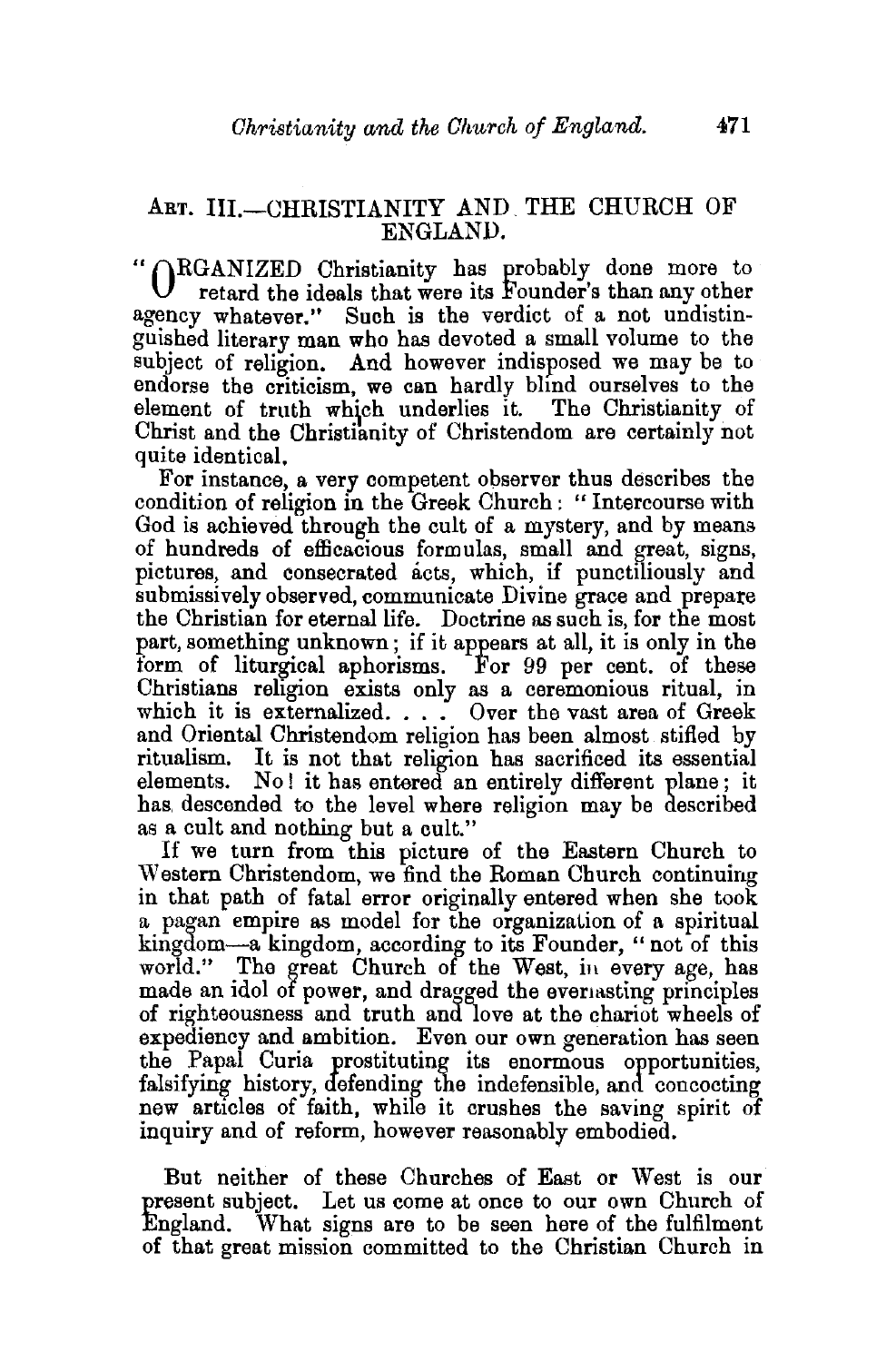## ART. III.—CHRISTIANITY AND THE CHURCH OF ENGLAND.

"ORGANIZED Christianity has probably done more to retard the ideals that were its Founder's than any other agency whatever." Such is the verdict of a not undistinguished literary man who has devoted a small volume to the subject of religion. And however indisposed we may be to endorse the criticism, we can hardly blind ourselves to the element of truth which underlies it. The Christianity of Christ and the Christianity of Christendom are certainly not quite identical.

For instance, a very competent observer thus describes the condition of religion in the Greek Church: "Intercourse with God is achieved through the cult of a mystery, and by means of hundreds of efficacious formulas, small and great, signs, pictures, and consecrated acts, which, if punctiliously and submissively observed, communicate Divine grace and prepare the Christian for eternal life. Doctrine as such is, for the most part, something unknown; if it appears at all, it is only in the form of liturgical aphorisms. For 99 per cent. of these Christians religion exists only as a ceremonious ritual, in which it is externalized. . . . Over the vast area of Greek and Oriental Christendom religion has been almost stifled by ritualism. It is not that religion has sacrificed its essential elements. No! it has entered an entirely different plane; it has descended to the level where religion may be described as a cult and nothing but a cult."

If we turn from this picture of the Eastern Church to Western Christendom, we find the Roman Church continuing in that path of fatal error originally entered when she took a pagan empire as model for the organization of a spiritual kingdom—a kingdom, according to its Founder, "not of this world." The great Church of the West, in every age, has made an idol of power, and dragged the everlasting principles of righteousness and truth and love at the chariot wheels of expediency and ambition. Even our own generation has seen the Papal Curia prostituting its enormous opportunities, falsifying history, defending the indefensible, and concocting new articles of faith, while it crushes the saving spirit of inquiry and of reform, however reasonably embodied.

But neither of these Churches of East or West is our present subject. Let us come at once to our own Church of England. What signs are to be seen here of the fulfilment of that great mission committed to the Christian Church in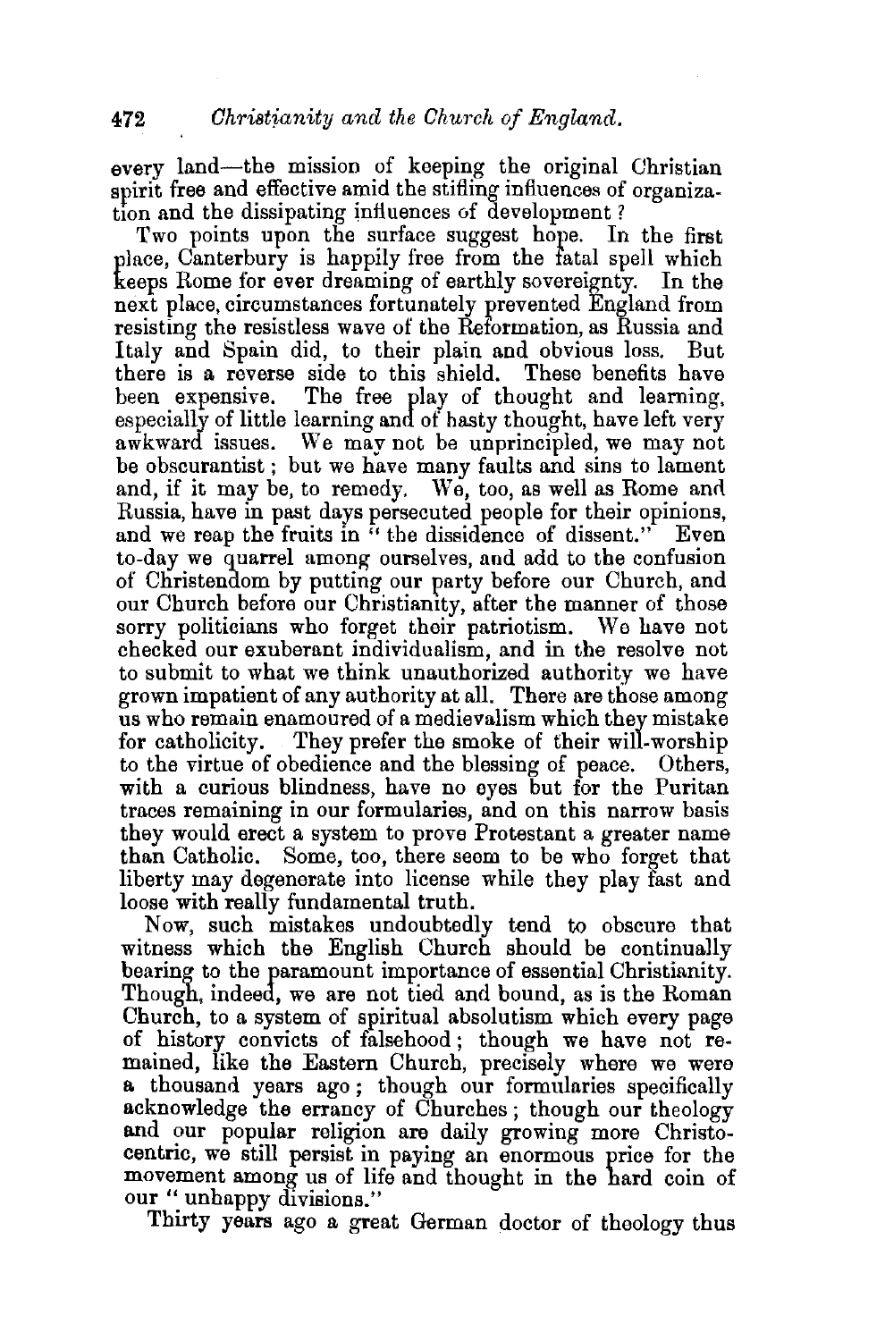every land—the mission of keeping the original Christian spirit free and effective amid the stifling influences of organization and the dissipating influences of development?

Two points upon the surface suggest hope. In the first place, Canterbury is happily free from the fatal spell which keeps Rome for ever dreaming of earthly sovereignty. In the next place, circumstances fortunately prevented England from resisting the resistless wave of the Reformation, as Russia and Italy and Spain did, to their plain and obvious loss. But there is a reverse side to this shield. These benefits have been expensive. The free play of thought and learning, especially of little learning and of hasty thought, have left very awkward issues. We may not be unprincipled, we may not be obscurantist; but we have many faults and sins to lament and, if it may be, to remedy. We, too, as well as Rome and Russia, have in past days persecuted people for their opinions, and we reap the fruits in "the dissidence of dissent." Even to-day we quarrel among ourselves, and add to the confusion of Christendom by putting our party before our Church, and our Church before our Christianity, after the manner of those sorry politicians who forget their patriotism. We have not checked our exuberant individualism, and in the resolve not to submit to what we think unauthorized authority we have grown impatient of any authority at all. There are those among us who remain enamoured of a medievalism which they mistake for catholicity. They prefer the smoke of their will-worship to the virtue of obedience and the blessing of peace. Others, with a curious blindness, have no eyes but for the Puritan traces remaining in our formularies, and on this narrow basis they would erect a system to prove Protestant a greater name than Catholic. Some, too, there seem to be who forget that liberty may degenerate into license while they play fast and loose with really fundamental truth.

Now, such mistakes undoubtedly tend to obscure that witness which the English Church should be continually bearing to the paramount importance of essential Christianity. Though, indeed, we are not tied and bound, as is the Roman Church, to a system of spiritual absolutism which every page of history convicts of falsehood; though we have not remained, like the Eastern Church, precisely where we were a thousand years ago; though our formularies specifically acknowledge the errancy of Churches; though our theology and our popular religion are daily growing more Christocentric, we still persist in paying an enormous price for the movement among us of life and thought in the hard coin of our "unhappy divisions."

Thirty years ago a great German doctor of theology thus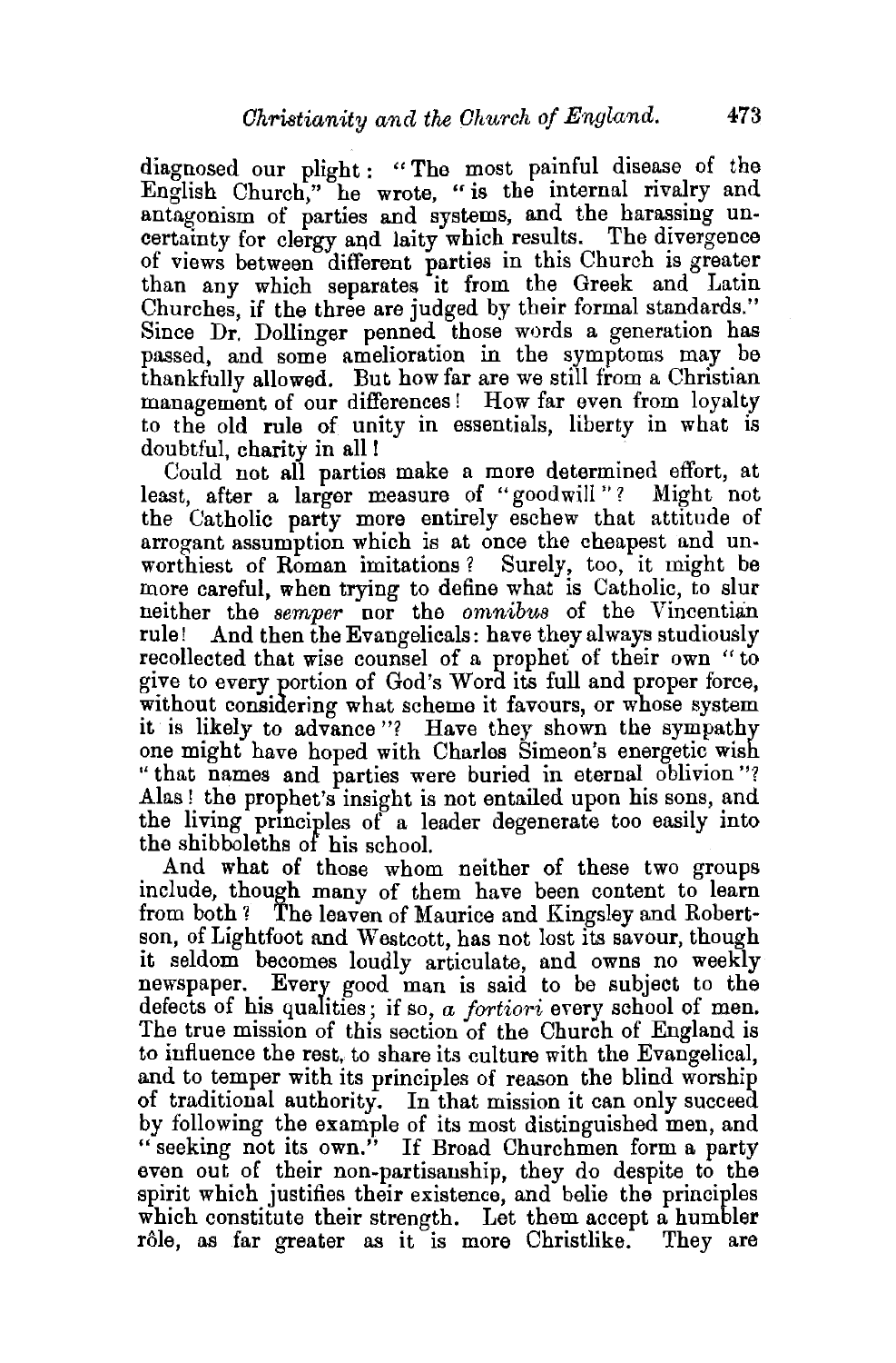diagnosed our plight: "The most painful disease of the English Church," he wrote, "is the internal rivalry and antagonism of parties and systems, and the harassing uncertainty for clergy and laity which results. The divergence of views between different parties in this Church is greater than any which separates it from the Greek and Latin Churches, if the three are judged by their formal standards." Since Dr. Dollinger penned those words a generation has passed, and some amelioration in the symptoms may be thankfully allowed. But how far are we still from a Christian management of our differences! How far even from loyalty to the old rule of unity in essentials, liberty in what is doubtful, charity in all!

Could not all parties make a more determined effort, at least, after a larger measure of "goodwill"? Might not the Catholic party more entirely eschew that attitude of arrogant assumption which is at once the cheapest and unworthiest of Roman imitations? Surely, too, it might be more careful, when trying to define what is Catholic, to slur neither the *semper* nor the *omnibus* of the Vincentian rule! And then the Evangelicals: have they always studiously recollected that wise counsel of a prophet of their own "to give to every portion of God's Word its full and proper force, without considering what scheme it favours, or whose system it is likely to advance"? Have they shown the sympathy one might have hoped with Charles Simeon's energetic wish "that names and parties were buried in eternal oblivion"? Alas! the prophet's insight is not entailed upon his sons, and the living principles of a leader degenerate too easily into the shibboleths of his school.

And what of those whom neither of these two groups include, though many of them have been content to learn from both? The leaven of Maurice and Kingsley and Robertson, of Lightfoot and Westcott, has not lost its savour, though it seldom becomes loudly articulate, and owns no weekly newspaper. Every good man is said to be subject to the defects of his qualities; if so, *a fortiori* every school of men. The true mission of this section of the Church of England is to influence the rest, to share its culture with the Evangelical, and to temper with its principles of reason the blind worship of traditional authority. In that mission it can only succeed by following the example of its most distinguished men, and "seeking not its own." If Broad Churchmen form a party even out of their non-partisanship, they do despite to the spirit which justifies their existence, and belie the principles which constitute their strength. Let them accept a humbler rôle, as far greater as it is more Christlike. They are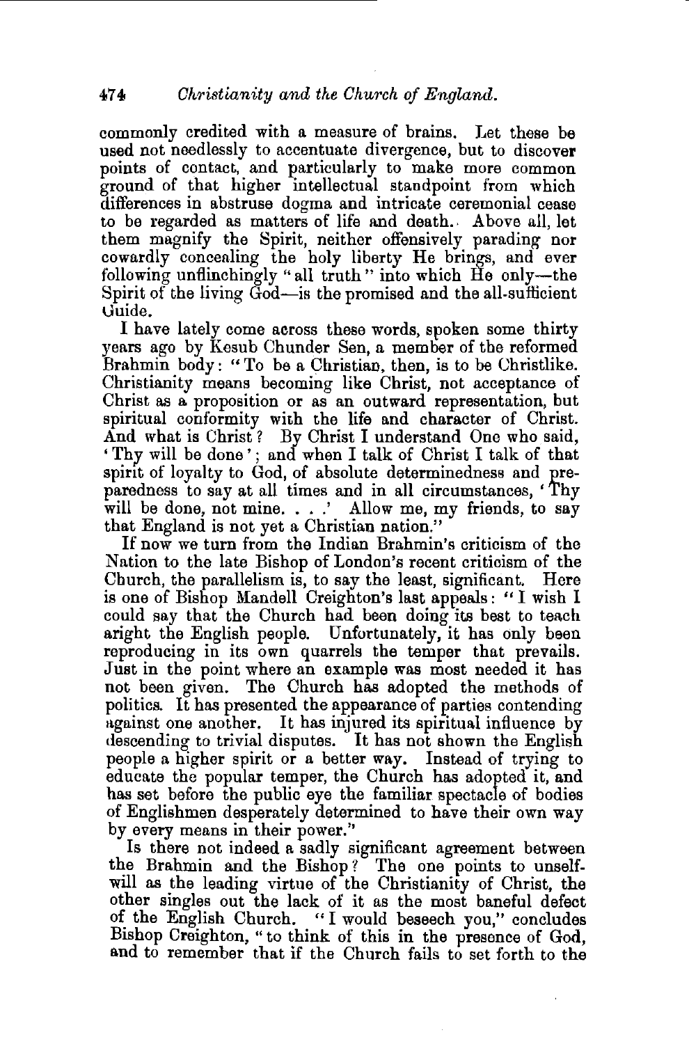commonly credited with a measure of brains. Let these be used not needlessly to accentuate divergence, but to discover points of contact, and particularly to make more common ground of that higher intellectual standpoint from which differences in abstruse dogma and intricate ceremonial cease to be regarded as matters of life and death. Above all, let them magnify the Spirit, neither offensively parading nor cowardly concealing the holy liberty He brings, and ever following unflinchingly "all truth" into which He only—the Spirit of the living God—is the promised and the all-sufficient Guide.

I have lately come across these words, spoken some thirty years ago by Kesub Chunder Sen, a member of the reformed Brahmin body: "To be a Christian, then, is to be Christlike. Christianity means becoming like Christ, not acceptance of Christ as a proposition or as an outward representation, but spiritual conformity with the life and character of Christ. And what is Christ? By Christ I understand One who said, 'Thy will be done'; and when I talk of Christ I talk of that spirit of loyalty to God, of absolute determinedness and preparedness to say at all times and in all circumstances, 'Thy will be done, not mine. . . .' Allow me, my friends, to say that England is not yet a Christian nation."

If now we turn from the Indian Brahmin's criticism of the Nation to the late Bishop of London's recent criticism of the Church, the parallelism is, to say the least, significant. Here is one of Bishop Mandell Creighton's last appeals: "I wish I could say that the Church had been doing its best to teach aright the English people. Unfortunately, it has only been reproducing in its own quarrels the temper that prevails. Just in the point where an example was most needed it has not been given. The Church has adopted the methods of politics. It has presented the appearance of parties contending against one another. It has injured its spiritual influence by descending to trivial disputes. It has not shown the English people a higher spirit or a better way. Instead of trying to educate the popular temper, the Church has adopted it, and has set before the public eye the familiar spectacle of bodies of Englishmen desperately determined to have their own way by every means in their power."

Is there not indeed a sadly significant agreement between the Brahmin and the Bishop? The one points to unself-will as the leading virtue of the Christianity of Christ, the other singles out the lack of it as the most baneful defect of the English Church. "I would beseech you," concludes Bishop Creighton, "to think of this in the presence of God, and to remember that if the Church fails to set forth to the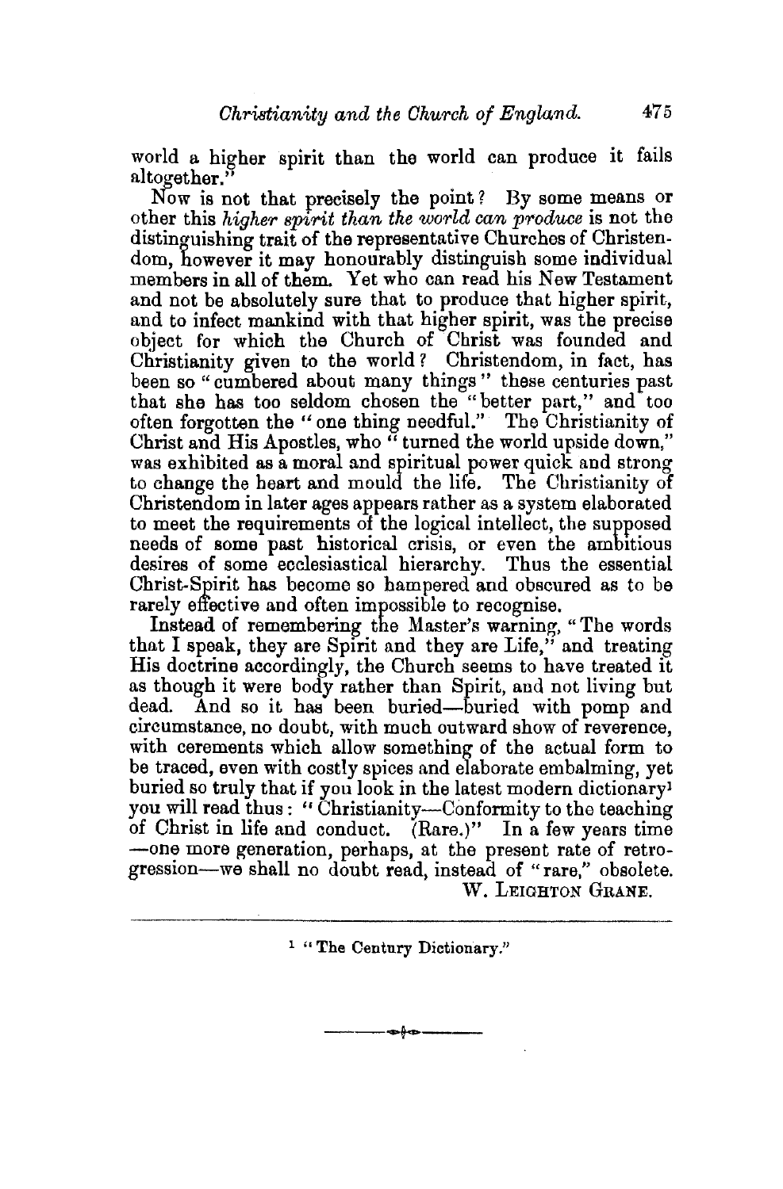world a higher spirit than the world can produce it fails altogether."

Now is not that precisely the point? By some means or other this *higher spirit than the world can produce* is not the distinguishing trait of the representative Churches of Christendom, however it may honourably distinguish some individual members in all of them. Yet who can read his New Testament and not be absolutely sure that to produce that higher spirit, and to infect mankind with that higher spirit, was the precise object for which the Church of Christ was founded and Christianity given to the world? Christendom, in fact, has been so "cumbered about many things" these centuries past that she has too seldom chosen the "better part," and too often forgotten the "one thing needful." The Christianity of Christ and His Apostles, who "turned the world upside down," was exhibited as a moral and spiritual power quick and strong to change the heart and mould the life. The Christianity of Christendom in later ages appears rather as a system elaborated to meet the requirements of the logical intellect, the supposed needs of some past historical crisis, or even the ambitious desires of some ecclesiastical hierarchy. Thus the essential Christ-Spirit has become so hampered and obscured as to be rarely effective and often impossible to recognise.

Instead of remembering the Master's warning, "The words that I speak, they are Spirit and they are Life," and treating His doctrine accordingly, the Church seems to have treated it as though it were body rather than Spirit, and not living but dead. And so it has been buried—buried with pomp and circumstance, no doubt, with much outward show of reverence, with cerements which allow something of the actual form to be traced, even with costly spices and elaborate embalming, yet buried so truly that if you look in the latest modern dictionary[1] you will read thus: "Christianity—Conformity to the teaching of Christ in life and conduct. (Rare.)" In a few years time—one more generation, perhaps, at the present rate of retrogression—we shall no doubt read, instead of "rare," obsolete.

W. LEIGHTON GRANE.

---

[1] "The Century Dictionary."